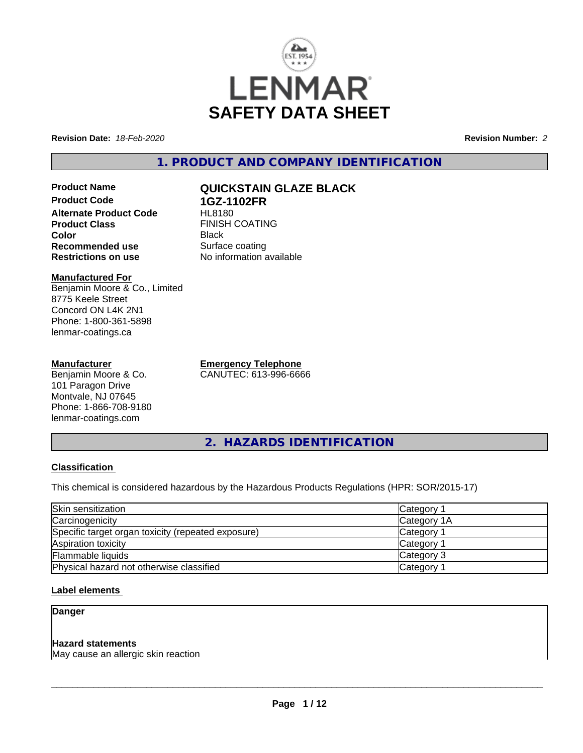# LENMAR SAFETY DATA SHEET

**Revision Date:** *18-Feb-2020*  **Revision Number:** *2*

## 1. PRODUCT AND COMPANY IDENTIFICATION

**Product Name** **QUICKSTAIN GLAZE BLACK**
**Product Code** **1GZ-1102FR**
**Alternate Product Code** HL8180
**Product Class** FINISH COATING
**Color** Black
**Recommended use** Surface coating
**Restrictions on use** No information available

**Manufactured For**
Benjamin Moore & Co., Limited
8775 Keele Street
Concord ON L4K 2N1
Phone: 1-800-361-5898
lenmar-coatings.ca

**Manufacturer**
Benjamin Moore & Co.
101 Paragon Drive
Montvale, NJ 07645
Phone: 1-866-708-9180
lenmar-coatings.com

**Emergency Telephone**
CANUTEC: 613-996-6666

## 2. HAZARDS IDENTIFICATION

**Classification**

This chemical is considered hazardous by the Hazardous Products Regulations (HPR: SOR/2015-17)

| | |
|---|---|
| Skin sensitization | Category 1 |
| Carcinogenicity | Category 1A |
| Specific target organ toxicity (repeated exposure) | Category 1 |
| Aspiration toxicity | Category 1 |
| Flammable liquids | Category 3 |
| Physical hazard not otherwise classified | Category 1 |

**Label elements**

**Danger**

**Hazard statements**
May cause an allergic skin reaction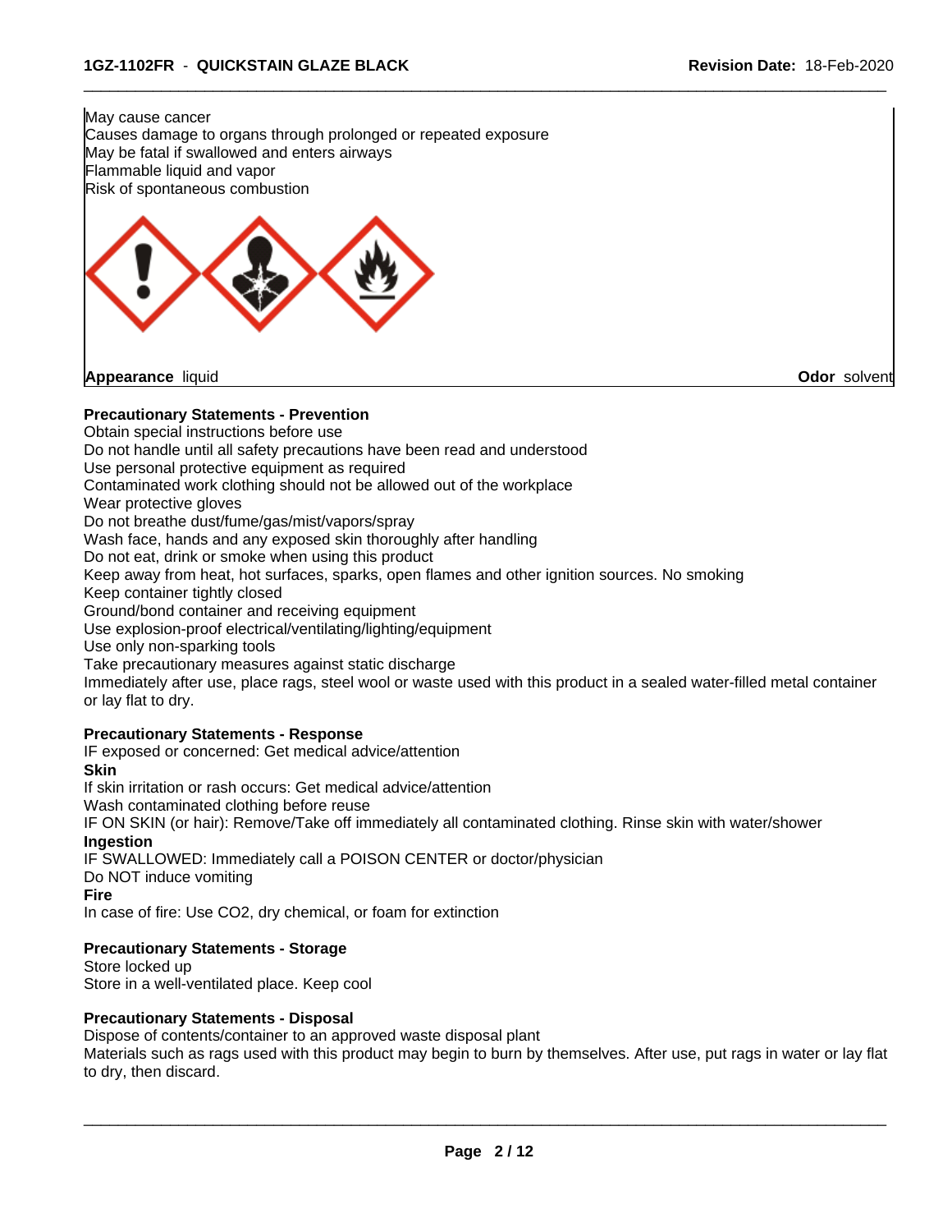May cause cancer
Causes damage to organs through prolonged or repeated exposure
May be fatal if swallowed and enters airways
Flammable liquid and vapor
Risk of spontaneous combustion

**Appearance** liquid **Odor** solvent

### Precautionary Statements - Prevention

Obtain special instructions before use
Do not handle until all safety precautions have been read and understood
Use personal protective equipment as required
Contaminated work clothing should not be allowed out of the workplace
Wear protective gloves
Do not breathe dust/fume/gas/mist/vapors/spray
Wash face, hands and any exposed skin thoroughly after handling
Do not eat, drink or smoke when using this product
Keep away from heat, hot surfaces, sparks, open flames and other ignition sources. No smoking
Keep container tightly closed
Ground/bond container and receiving equipment
Use explosion-proof electrical/ventilating/lighting/equipment
Use only non-sparking tools
Take precautionary measures against static discharge
Immediately after use, place rags, steel wool or waste used with this product in a sealed water-filled metal container or lay flat to dry.

### Precautionary Statements - Response

IF exposed or concerned: Get medical advice/attention

**Skin**

If skin irritation or rash occurs: Get medical advice/attention
Wash contaminated clothing before reuse
IF ON SKIN (or hair): Remove/Take off immediately all contaminated clothing. Rinse skin with water/shower

**Ingestion**

IF SWALLOWED: Immediately call a POISON CENTER or doctor/physician
Do NOT induce vomiting

**Fire**

In case of fire: Use $CO_2$, dry chemical, or foam for extinction

### Precautionary Statements - Storage

Store locked up
Store in a well-ventilated place. Keep cool

### Precautionary Statements - Disposal

Dispose of contents/container to an approved waste disposal plant
Materials such as rags used with this product may begin to burn by themselves. After use, put rags in water or lay flat to dry, then discard.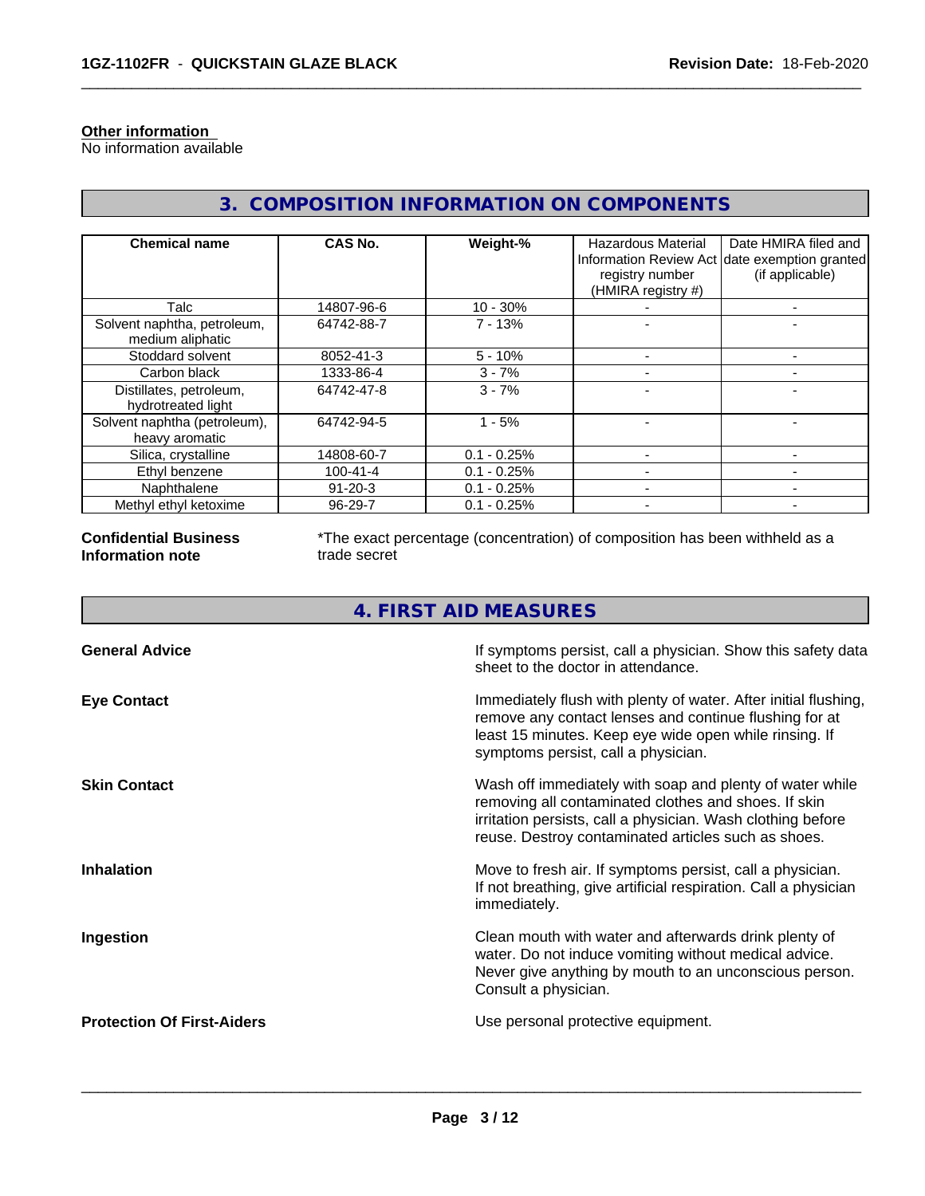**Other information**
No information available

## 3. COMPOSITION INFORMATION ON COMPONENTS

| Chemical name | CAS No. | Weight-% | Hazardous Material Information Review Act registry number (HMIRA registry #) | Date HMIRA filed and date exemption granted (if applicable) |
|---|---|---|---|---|
| Talc | 14807-96-6 | 10 - 30% | - | - |
| Solvent naphtha, petroleum, medium aliphatic | 64742-88-7 | 7 - 13% | - | - |
| Stoddard solvent | 8052-41-3 | 5 - 10% | - | - |
| Carbon black | 1333-86-4 | 3 - 7% | - | - |
| Distillates, petroleum, hydrotreated light | 64742-47-8 | 3 - 7% | - | - |
| Solvent naphtha (petroleum), heavy aromatic | 64742-94-5 | 1 - 5% | - | - |
| Silica, crystalline | 14808-60-7 | 0.1 - 0.25% | - | - |
| Ethyl benzene | 100-41-4 | 0.1 - 0.25% | - | - |
| Naphthalene | 91-20-3 | 0.1 - 0.25% | - | - |
| Methyl ethyl ketoxime | 96-29-7 | 0.1 - 0.25% | - | - |

**Confidential Business Information note**
*The exact percentage (concentration) of composition has been withheld as a trade secret

## 4. FIRST AID MEASURES

**General Advice**
If symptoms persist, call a physician. Show this safety data sheet to the doctor in attendance.

**Eye Contact**
Immediately flush with plenty of water. After initial flushing, remove any contact lenses and continue flushing for at least 15 minutes. Keep eye wide open while rinsing. If symptoms persist, call a physician.

**Skin Contact**
Wash off immediately with soap and plenty of water while removing all contaminated clothes and shoes. If skin irritation persists, call a physician. Wash clothing before reuse. Destroy contaminated articles such as shoes.

**Inhalation**
Move to fresh air. If symptoms persist, call a physician. If not breathing, give artificial respiration. Call a physician immediately.

**Ingestion**
Clean mouth with water and afterwards drink plenty of water. Do not induce vomiting without medical advice. Never give anything by mouth to an unconscious person. Consult a physician.

**Protection Of First-Aiders**
Use personal protective equipment.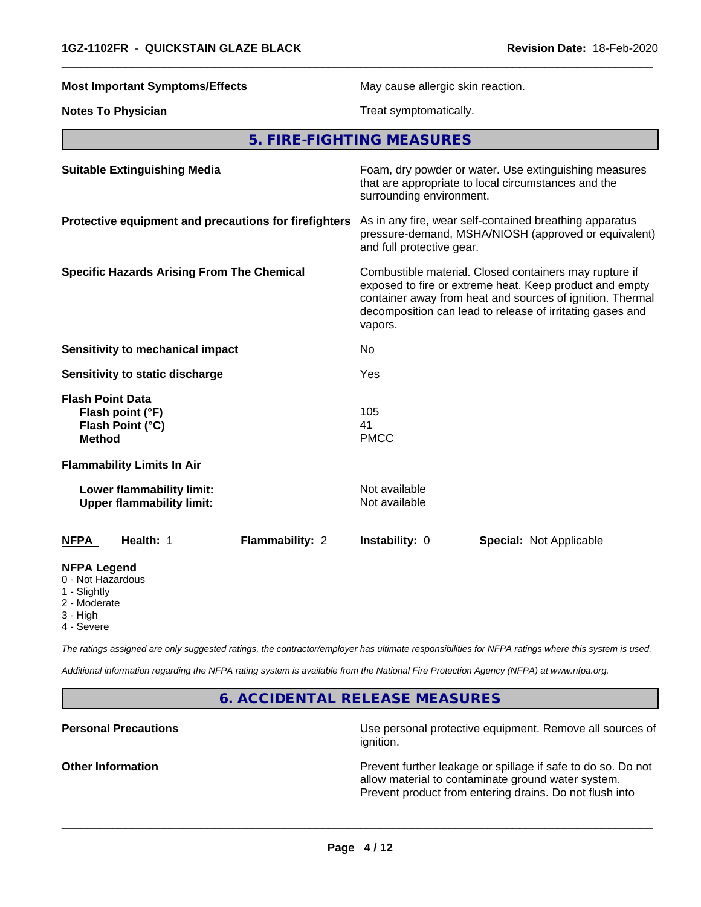| | |
|---|---|
| **Most Important Symptoms/Effects** | May cause allergic skin reaction. |
| **Notes To Physician** | Treat symptomatically. |

## 5. FIRE-FIGHTING MEASURES

| | |
|---|---|
| **Suitable Extinguishing Media** | Foam, dry powder or water. Use extinguishing measures that are appropriate to local circumstances and the surrounding environment. |
| **Protective equipment and precautions for firefighters** | As in any fire, wear self-contained breathing apparatus pressure-demand, MSHA/NIOSH (approved or equivalent) and full protective gear. |
| **Specific Hazards Arising From The Chemical** | Combustible material. Closed containers may rupture if exposed to fire or extreme heat. Keep product and empty container away from heat and sources of ignition. Thermal decomposition can lead to release of irritating gases and vapors. |
| **Sensitivity to mechanical impact** | No |
| **Sensitivity to static discharge** | Yes |
| **Flash Point Data** | |
| **Flash point (°F)** | 105 |
| **Flash Point (°C)** | 41 |
| **Method** | PMCC |
| **Flammability Limits In Air** | |
| **Lower flammability limit:** | Not available |
| **Upper flammability limit:** | Not available |

| **NFPA** | **Health:** 1 | **Flammability:** 2 | **Instability:** 0 | **Special:** Not Applicable |
|---|---|---|---|---|

**NFPA Legend**
- 0 - Not Hazardous
- 1 - Slightly
- 2 - Moderate
- 3 - High
- 4 - Severe

*The ratings assigned are only suggested ratings, the contractor/employer has ultimate responsibilities for NFPA ratings where this system is used.*

*Additional information regarding the NFPA rating system is available from the National Fire Protection Agency (NFPA) at www.nfpa.org.*

## 6. ACCIDENTAL RELEASE MEASURES

| | |
|---|---|
| **Personal Precautions** | Use personal protective equipment. Remove all sources of ignition. |
| **Other Information** | Prevent further leakage or spillage if safe to do so. Do not allow material to contaminate ground water system. Prevent product from entering drains. Do not flush into |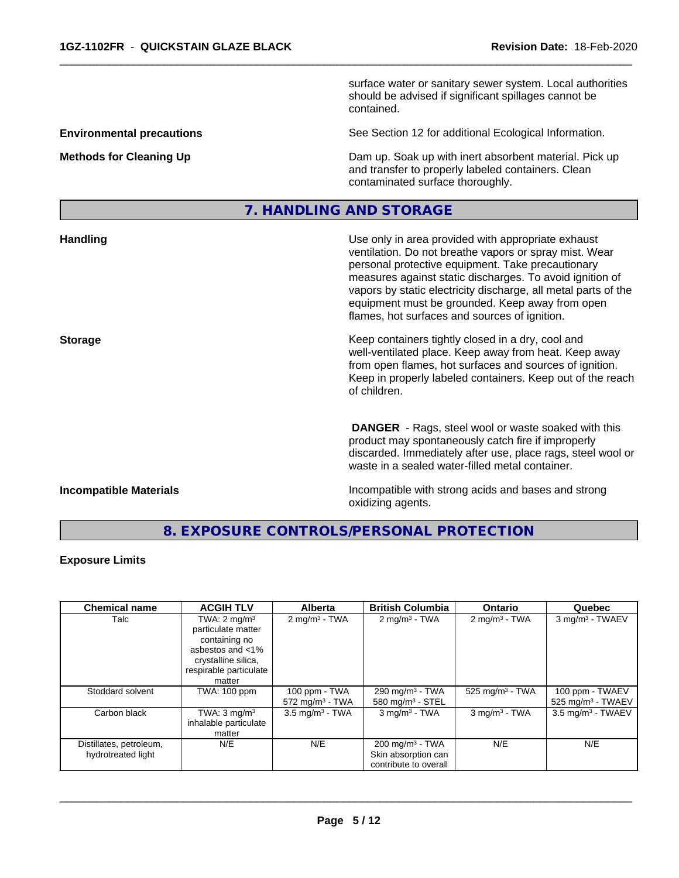surface water or sanitary sewer system. Local authorities should be advised if significant spillages cannot be contained.

**Environmental precautions**

See Section 12 for additional Ecological Information.

**Methods for Cleaning Up**

Dam up. Soak up with inert absorbent material. Pick up and transfer to properly labeled containers. Clean contaminated surface thoroughly.

## 7. HANDLING AND STORAGE

**Handling**

Use only in area provided with appropriate exhaust ventilation. Do not breathe vapors or spray mist. Wear personal protective equipment. Take precautionary measures against static discharges. To avoid ignition of vapors by static electricity discharge, all metal parts of the equipment must be grounded. Keep away from open flames, hot surfaces and sources of ignition.

**Storage**

Keep containers tightly closed in a dry, cool and well-ventilated place. Keep away from heat. Keep away from open flames, hot surfaces and sources of ignition. Keep in properly labeled containers. Keep out of the reach of children.

**DANGER** - Rags, steel wool or waste soaked with this product may spontaneously catch fire if improperly discarded. Immediately after use, place rags, steel wool or waste in a sealed water-filled metal container.

**Incompatible Materials**

Incompatible with strong acids and bases and strong oxidizing agents.

## 8. EXPOSURE CONTROLS/PERSONAL PROTECTION

**Exposure Limits**

| Chemical name | ACGIH TLV | Alberta | British Columbia | Ontario | Quebec |
|---|---|---|---|---|---|
| Talc | TWA: 2 mg/m³ particulate matter containing no asbestos and <1% crystalline silica, respirable particulate matter | 2 mg/m³ - TWA | 2 mg/m³ - TWA | 2 mg/m³ - TWA | 3 mg/m³ - TWAEV |
| Stoddard solvent | TWA: 100 ppm | 100 ppm - TWA<br>572 mg/m³ - TWA | 290 mg/m³ - TWA<br>580 mg/m³ - STEL | 525 mg/m³ - TWA | 100 ppm - TWAEV<br>525 mg/m³ - TWAEV |
| Carbon black | TWA: 3 mg/m³ inhalable particulate matter | 3.5 mg/m³ - TWA | 3 mg/m³ - TWA | 3 mg/m³ - TWA | 3.5 mg/m³ - TWAEV |
| Distillates, petroleum, hydrotreated light | N/E | N/E | 200 mg/m³ - TWA<br>Skin absorption can contribute to overall | N/E | N/E |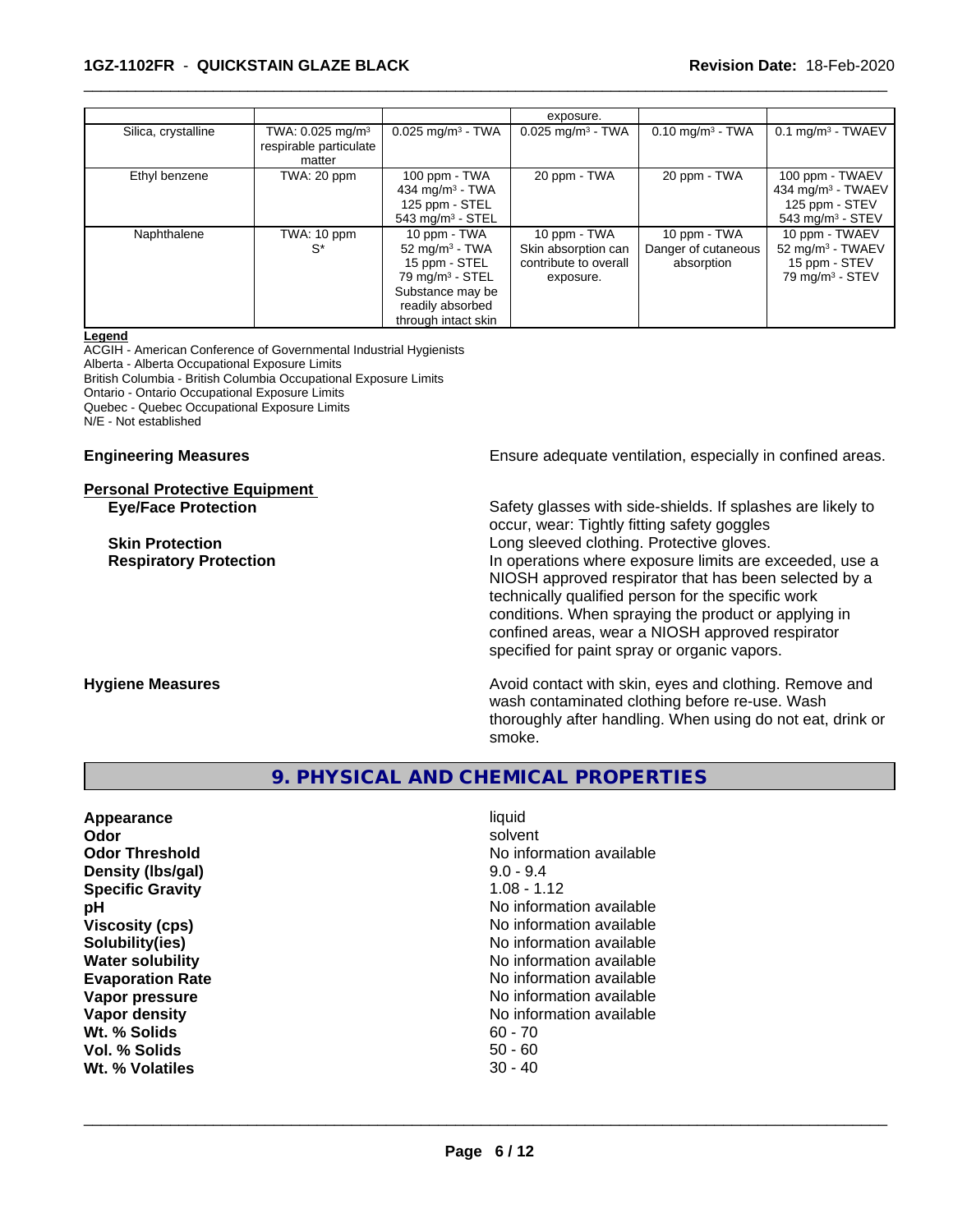| | | | exposure. | | |
|---|---|---|---|---|---|
| Silica, crystalline | TWA: 0.025 mg/m³ respirable particulate matter | 0.025 mg/m³ - TWA | 0.025 mg/m³ - TWA | 0.10 mg/m³ - TWA | 0.1 mg/m³ - TWAEV |
| Ethyl benzene | TWA: 20 ppm | 100 ppm - TWA<br>434 mg/m³ - TWA<br>125 ppm - STEL<br>543 mg/m³ - STEL | 20 ppm - TWA | 20 ppm - TWA | 100 ppm - TWAEV<br>434 mg/m³ - TWAEV<br>125 ppm - STEV<br>543 mg/m³ - STEV |
| Naphthalene | TWA: 10 ppm<br>S* | 10 ppm - TWA<br>52 mg/m³ - TWA<br>15 ppm - STEL<br>79 mg/m³ - STEL<br>Substance may be readily absorbed through intact skin | 10 ppm - TWA<br>Skin absorption can contribute to overall exposure. | 10 ppm - TWA<br>Danger of cutaneous absorption | 10 ppm - TWAEV<br>52 mg/m³ - TWAEV<br>15 ppm - STEV<br>79 mg/m³ - STEV |

**Legend**

ACGIH - American Conference of Governmental Industrial Hygienists
Alberta - Alberta Occupational Exposure Limits
British Columbia - British Columbia Occupational Exposure Limits
Ontario - Ontario Occupational Exposure Limits
Quebec - Quebec Occupational Exposure Limits
N/E - Not established

**Engineering Measures** Ensure adequate ventilation, especially in confined areas.

**Personal Protective Equipment**

**Eye/Face Protection** Safety glasses with side-shields. If splashes are likely to occur, wear: Tightly fitting safety goggles

**Skin Protection** Long sleeved clothing. Protective gloves.

**Respiratory Protection** In operations where exposure limits are exceeded, use a NIOSH approved respirator that has been selected by a technically qualified person for the specific work conditions. When spraying the product or applying in confined areas, wear a NIOSH approved respirator specified for paint spray or organic vapors.

**Hygiene Measures** Avoid contact with skin, eyes and clothing. Remove and wash contaminated clothing before re-use. Wash thoroughly after handling. When using do not eat, drink or smoke.

## 9. PHYSICAL AND CHEMICAL PROPERTIES

| | |
|---|---|
| **Appearance** | liquid |
| **Odor** | solvent |
| **Odor Threshold** | No information available |
| **Density (lbs/gal)** | 9.0 - 9.4 |
| **Specific Gravity** | 1.08 - 1.12 |
| **pH** | No information available |
| **Viscosity (cps)** | No information available |
| **Solubility(ies)** | No information available |
| **Water solubility** | No information available |
| **Evaporation Rate** | No information available |
| **Vapor pressure** | No information available |
| **Vapor density** | No information available |
| **Wt. % Solids** | 60 - 70 |
| **Vol. % Solids** | 50 - 60 |
| **Wt. % Volatiles** | 30 - 40 |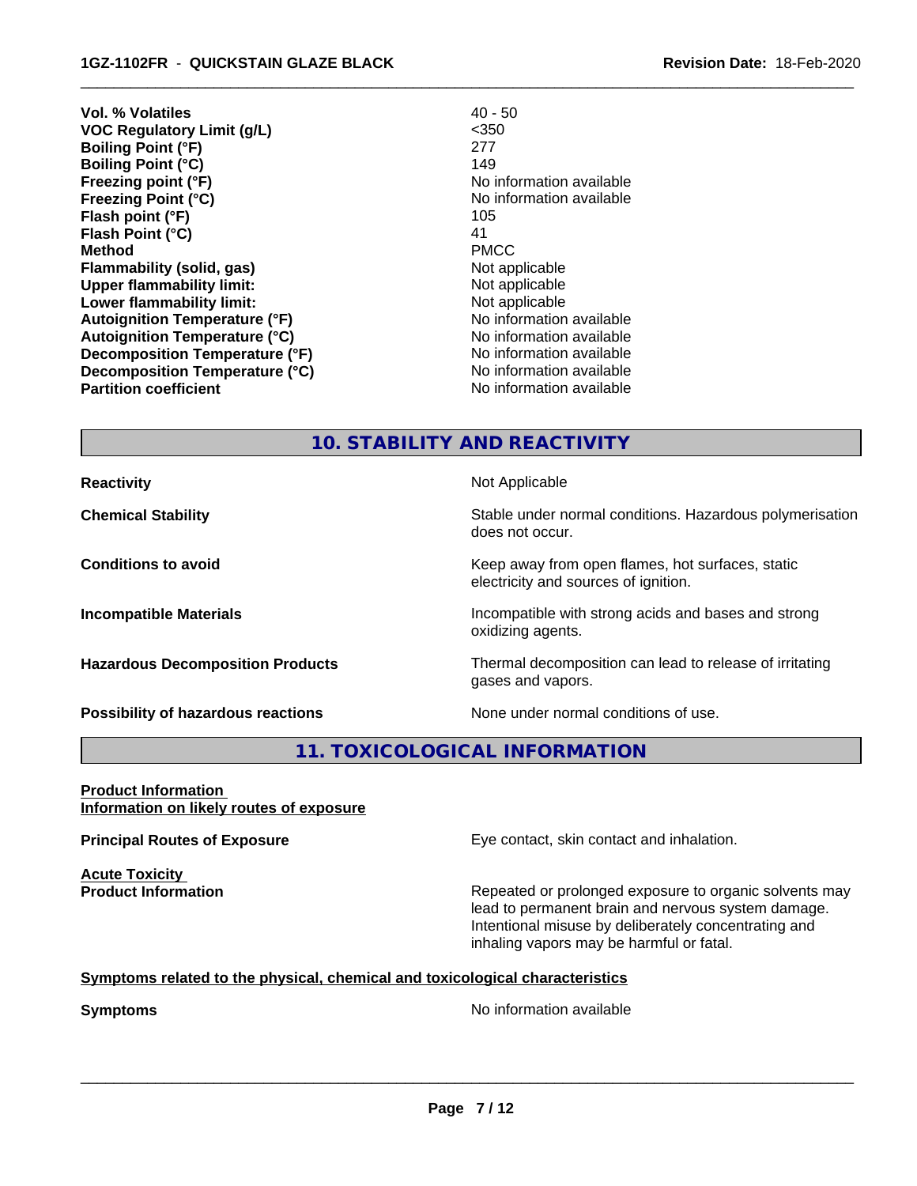| | |
|---|---|
| **Vol. % Volatiles** | 40 - 50 |
| **VOC Regulatory Limit (g/L)** | <350 |
| **Boiling Point (°F)** | 277 |
| **Boiling Point (°C)** | 149 |
| **Freezing point (°F)** | No information available |
| **Freezing Point (°C)** | No information available |
| **Flash point (°F)** | 105 |
| **Flash Point (°C)** | 41 |
| **Method** | PMCC |
| **Flammability (solid, gas)** | Not applicable |
| **Upper flammability limit:** | Not applicable |
| **Lower flammability limit:** | Not applicable |
| **Autoignition Temperature (°F)** | No information available |
| **Autoignition Temperature (°C)** | No information available |
| **Decomposition Temperature (°F)** | No information available |
| **Decomposition Temperature (°C)** | No information available |
| **Partition coefficient** | No information available |

## 10. STABILITY AND REACTIVITY

| | |
|---|---|
| **Reactivity** | Not Applicable |
| **Chemical Stability** | Stable under normal conditions. Hazardous polymerisation does not occur. |
| **Conditions to avoid** | Keep away from open flames, hot surfaces, static electricity and sources of ignition. |
| **Incompatible Materials** | Incompatible with strong acids and bases and strong oxidizing agents. |
| **Hazardous Decomposition Products** | Thermal decomposition can lead to release of irritating gases and vapors. |
| **Possibility of hazardous reactions** | None under normal conditions of use. |

## 11. TOXICOLOGICAL INFORMATION

**Product Information**
**Information on likely routes of exposure**

**Principal Routes of Exposure** — Eye contact, skin contact and inhalation.

**Acute Toxicity**
**Product Information** — Repeated or prolonged exposure to organic solvents may lead to permanent brain and nervous system damage. Intentional misuse by deliberately concentrating and inhaling vapors may be harmful or fatal.

**Symptoms related to the physical, chemical and toxicological characteristics**

**Symptoms** — No information available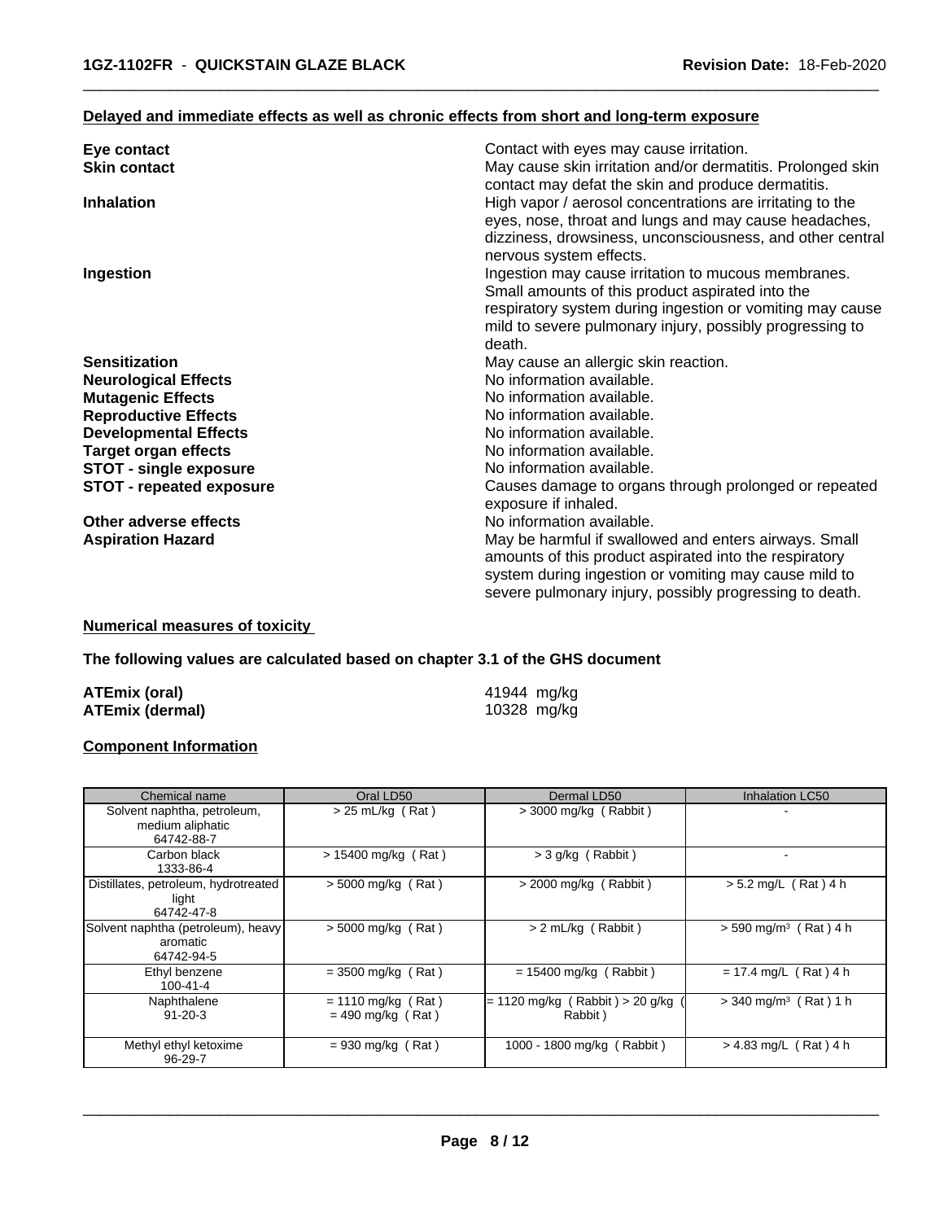**Delayed and immediate effects as well as chronic effects from short and long-term exposure**

**Eye contact** Contact with eyes may cause irritation.

**Skin contact** May cause skin irritation and/or dermatitis. Prolonged skin contact may defat the skin and produce dermatitis.

**Inhalation** High vapor / aerosol concentrations are irritating to the eyes, nose, throat and lungs and may cause headaches, dizziness, drowsiness, unconsciousness, and other central nervous system effects.

**Ingestion** Ingestion may cause irritation to mucous membranes. Small amounts of this product aspirated into the respiratory system during ingestion or vomiting may cause mild to severe pulmonary injury, possibly progressing to death.

**Sensitization** May cause an allergic skin reaction.

**Neurological Effects** No information available.

**Mutagenic Effects** No information available.

**Reproductive Effects** No information available.

**Developmental Effects** No information available.

**Target organ effects** No information available.

**STOT - single exposure** No information available.

**STOT - repeated exposure** Causes damage to organs through prolonged or repeated exposure if inhaled.

**Other adverse effects** No information available.

**Aspiration Hazard** May be harmful if swallowed and enters airways. Small amounts of this product aspirated into the respiratory system during ingestion or vomiting may cause mild to severe pulmonary injury, possibly progressing to death.

**Numerical measures of toxicity**

**The following values are calculated based on chapter 3.1 of the GHS document**

**ATEmix (oral)** 41944 mg/kg

**ATEmix (dermal)** 10328 mg/kg

**Component Information**

| Chemical name | Oral LD50 | Dermal LD50 | Inhalation LC50 |
|---|---|---|---|
| Solvent naphtha, petroleum, medium aliphatic 64742-88-7 | > 25 mL/kg ( Rat ) | > 3000 mg/kg ( Rabbit ) | - |
| Carbon black 1333-86-4 | > 15400 mg/kg ( Rat ) | > 3 g/kg ( Rabbit ) | - |
| Distillates, petroleum, hydrotreated light 64742-47-8 | > 5000 mg/kg ( Rat ) | > 2000 mg/kg ( Rabbit ) | > 5.2 mg/L ( Rat ) 4 h |
| Solvent naphtha (petroleum), heavy aromatic 64742-94-5 | > 5000 mg/kg ( Rat ) | > 2 mL/kg ( Rabbit ) | > 590 mg/m³ ( Rat ) 4 h |
| Ethyl benzene 100-41-4 | = 3500 mg/kg ( Rat ) | = 15400 mg/kg ( Rabbit ) | = 17.4 mg/L ( Rat ) 4 h |
| Naphthalene 91-20-3 | = 1110 mg/kg ( Rat ) = 490 mg/kg ( Rat ) | = 1120 mg/kg ( Rabbit ) > 20 g/kg ( Rabbit ) | > 340 mg/m³ ( Rat ) 1 h |
| Methyl ethyl ketoxime 96-29-7 | = 930 mg/kg ( Rat ) | 1000 - 1800 mg/kg ( Rabbit ) | > 4.83 mg/L ( Rat ) 4 h |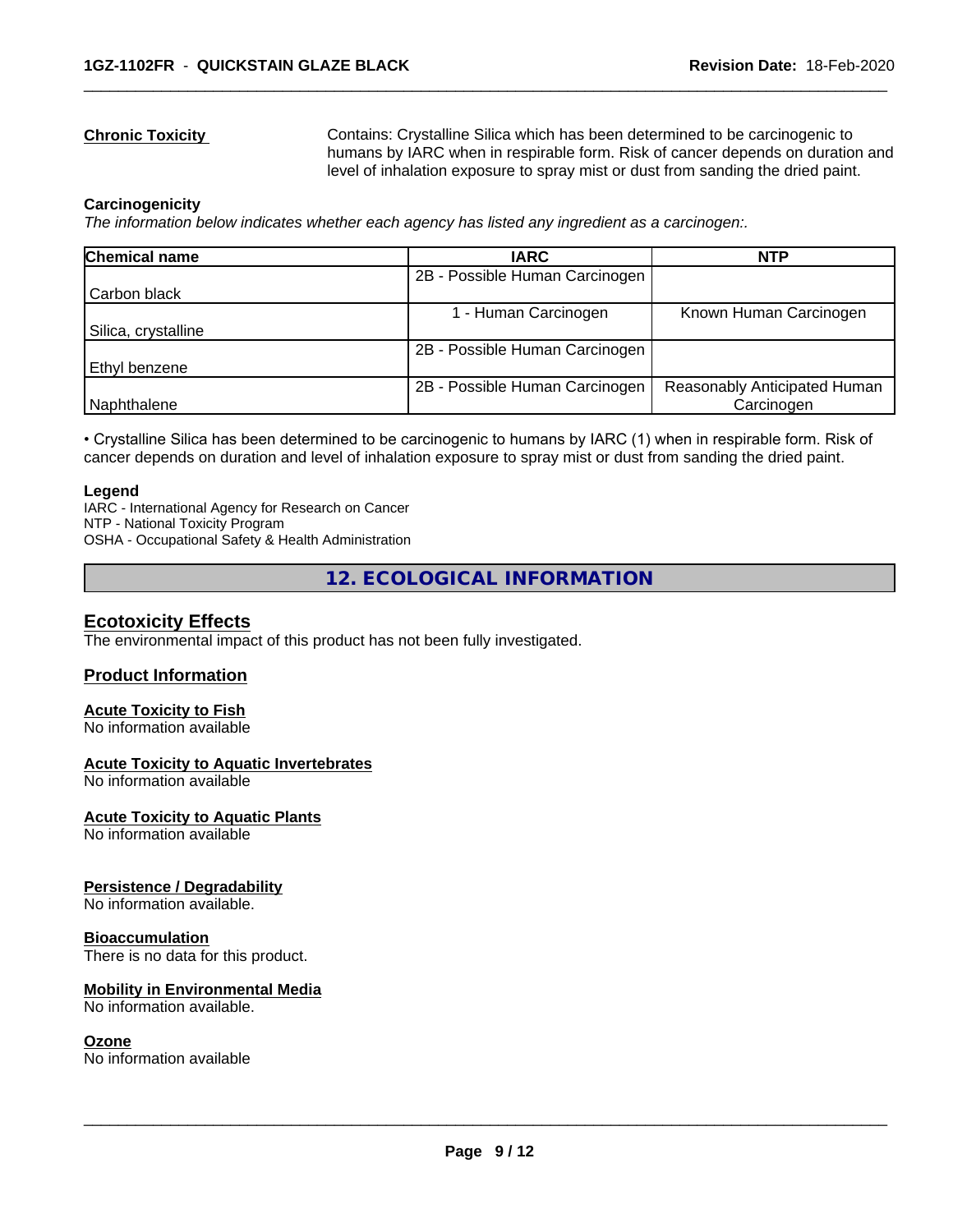**Chronic Toxicity**

Contains: Crystalline Silica which has been determined to be carcinogenic to humans by IARC when in respirable form. Risk of cancer depends on duration and level of inhalation exposure to spray mist or dust from sanding the dried paint.

**Carcinogenicity**

*The information below indicates whether each agency has listed any ingredient as a carcinogen:.*

| Chemical name | IARC | NTP |
|---|---|---|
| Carbon black | 2B - Possible Human Carcinogen | |
| Silica, crystalline | 1 - Human Carcinogen | Known Human Carcinogen |
| Ethyl benzene | 2B - Possible Human Carcinogen | |
| Naphthalene | 2B - Possible Human Carcinogen | Reasonably Anticipated Human Carcinogen |

• Crystalline Silica has been determined to be carcinogenic to humans by IARC (1) when in respirable form. Risk of cancer depends on duration and level of inhalation exposure to spray mist or dust from sanding the dried paint.

**Legend**

IARC - International Agency for Research on Cancer
NTP - National Toxicity Program
OSHA - Occupational Safety & Health Administration

## 12. ECOLOGICAL INFORMATION

### Ecotoxicity Effects

The environmental impact of this product has not been fully investigated.

### Product Information

**Acute Toxicity to Fish**
No information available

**Acute Toxicity to Aquatic Invertebrates**
No information available

**Acute Toxicity to Aquatic Plants**
No information available

**Persistence / Degradability**
No information available.

**Bioaccumulation**
There is no data for this product.

**Mobility in Environmental Media**
No information available.

**Ozone**
No information available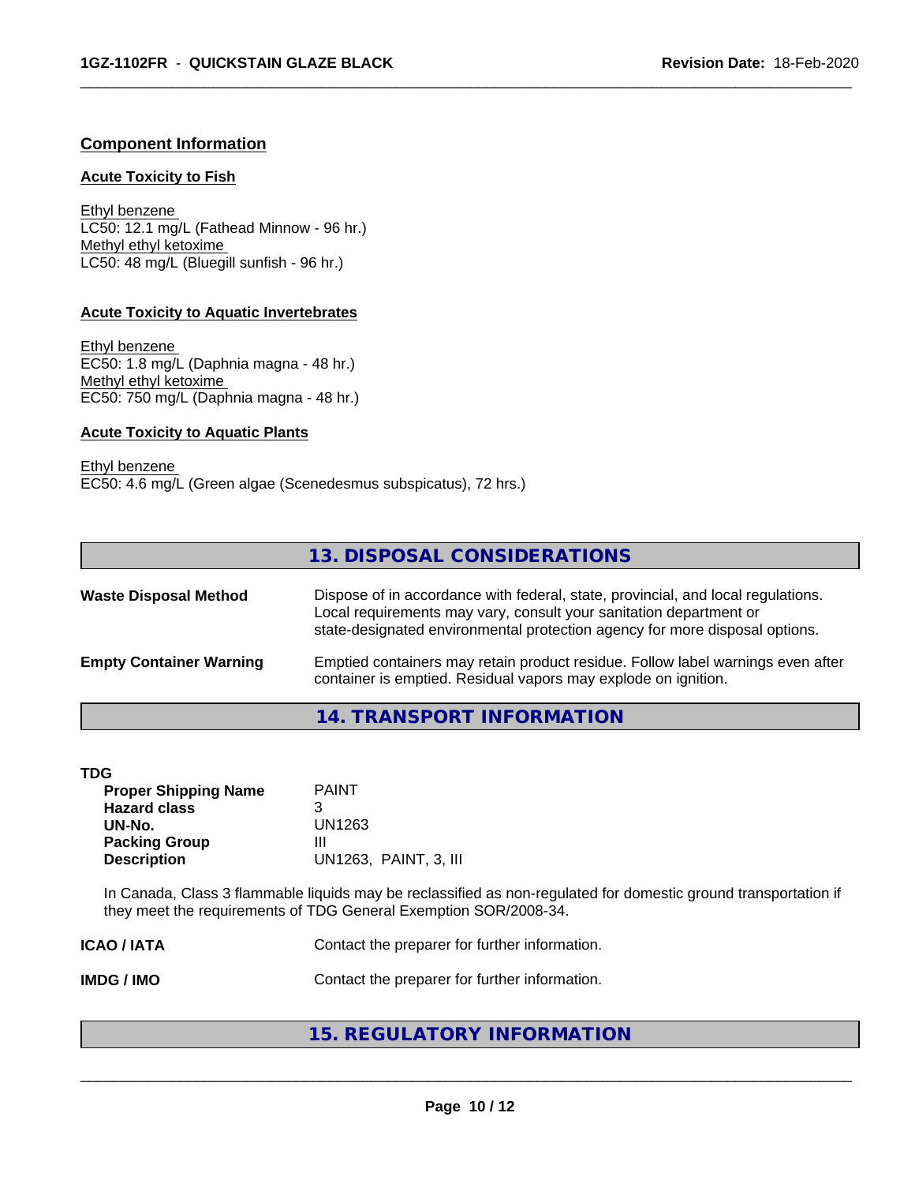### Component Information

#### Acute Toxicity to Fish

Ethyl benzene
LC50: 12.1 mg/L (Fathead Minnow - 96 hr.)
Methyl ethyl ketoxime
LC50: 48 mg/L (Bluegill sunfish - 96 hr.)

#### Acute Toxicity to Aquatic Invertebrates

Ethyl benzene
EC50: 1.8 mg/L (Daphnia magna - 48 hr.)
Methyl ethyl ketoxime
EC50: 750 mg/L (Daphnia magna - 48 hr.)

#### Acute Toxicity to Aquatic Plants

Ethyl benzene
EC50: 4.6 mg/L (Green algae (Scenedesmus subspicatus), 72 hrs.)

## 13. DISPOSAL CONSIDERATIONS

**Waste Disposal Method** Dispose of in accordance with federal, state, provincial, and local regulations. Local requirements may vary, consult your sanitation department or state-designated environmental protection agency for more disposal options.

**Empty Container Warning** Emptied containers may retain product residue. Follow label warnings even after container is emptied. Residual vapors may explode on ignition.

## 14. TRANSPORT INFORMATION

**TDG**

| | |
|---|---|
| **Proper Shipping Name** | PAINT |
| **Hazard class** | 3 |
| **UN-No.** | UN1263 |
| **Packing Group** | III |
| **Description** | UN1263, PAINT, 3, III |

In Canada, Class 3 flammable liquids may be reclassified as non-regulated for domestic ground transportation if they meet the requirements of TDG General Exemption SOR/2008-34.

**ICAO / IATA** Contact the preparer for further information.

**IMDG / IMO** Contact the preparer for further information.

## 15. REGULATORY INFORMATION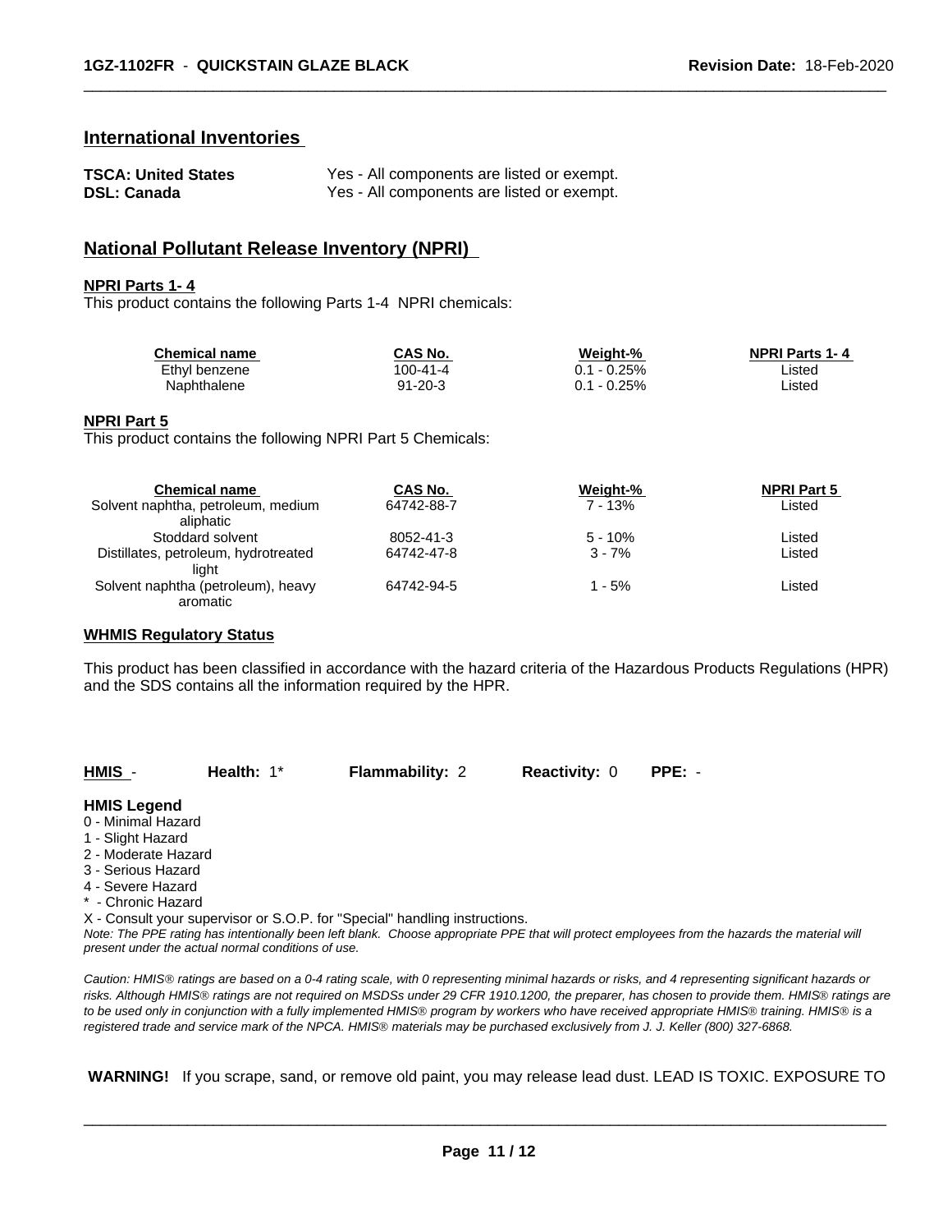## International Inventories

| | |
|---|---|
| **TSCA: United States** | Yes - All components are listed or exempt. |
| **DSL: Canada** | Yes - All components are listed or exempt. |

## National Pollutant Release Inventory (NPRI)

**NPRI Parts 1- 4**

This product contains the following Parts 1-4 NPRI chemicals:

| Chemical name | CAS No. | Weight-% | NPRI Parts 1- 4 |
|---|---|---|---|
| Ethyl benzene | 100-41-4 | 0.1 - 0.25% | Listed |
| Naphthalene | 91-20-3 | 0.1 - 0.25% | Listed |

**NPRI Part 5**

This product contains the following NPRI Part 5 Chemicals:

| Chemical name | CAS No. | Weight-% | NPRI Part 5 |
|---|---|---|---|
| Solvent naphtha, petroleum, medium aliphatic | 64742-88-7 | 7 - 13% | Listed |
| Stoddard solvent | 8052-41-3 | 5 - 10% | Listed |
| Distillates, petroleum, hydrotreated light | 64742-47-8 | 3 - 7% | Listed |
| Solvent naphtha (petroleum), heavy aromatic | 64742-94-5 | 1 - 5% | Listed |

**WHMIS Regulatory Status**

This product has been classified in accordance with the hazard criteria of the Hazardous Products Regulations (HPR) and the SDS contains all the information required by the HPR.

| **HMIS** - | **Health:** 1* | **Flammability:** 2 | **Reactivity:** 0 | **PPE:** - |
|---|---|---|---|---|

**HMIS Legend**

0 - Minimal Hazard
1 - Slight Hazard
2 - Moderate Hazard
3 - Serious Hazard
4 - Severe Hazard
* - Chronic Hazard
X - Consult your supervisor or S.O.P. for "Special" handling instructions.

*Note: The PPE rating has intentionally been left blank. Choose appropriate PPE that will protect employees from the hazards the material will present under the actual normal conditions of use.*

*Caution: HMIS® ratings are based on a 0-4 rating scale, with 0 representing minimal hazards or risks, and 4 representing significant hazards or risks. Although HMIS® ratings are not required on MSDSs under 29 CFR 1910.1200, the preparer, has chosen to provide them. HMIS® ratings are to be used only in conjunction with a fully implemented HMIS® program by workers who have received appropriate HMIS® training. HMIS® is a registered trade and service mark of the NPCA. HMIS® materials may be purchased exclusively from J. J. Keller (800) 327-6868.*

**WARNING!** If you scrape, sand, or remove old paint, you may release lead dust. LEAD IS TOXIC. EXPOSURE TO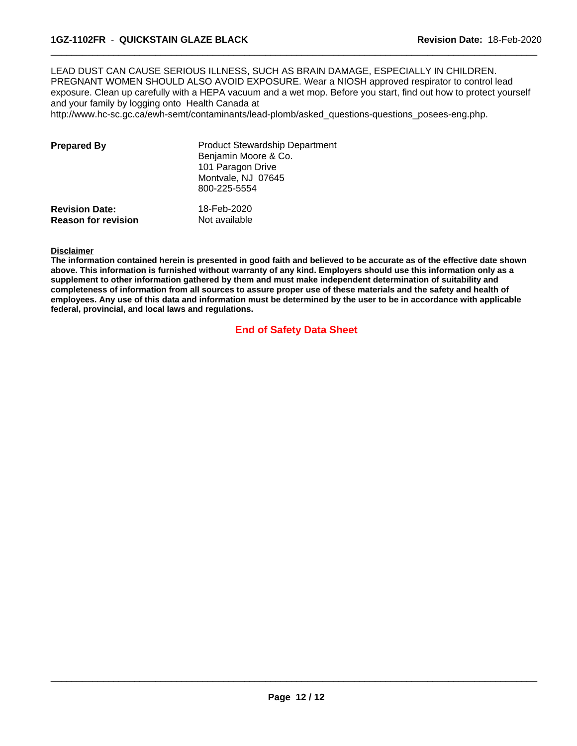LEAD DUST CAN CAUSE SERIOUS ILLNESS, SUCH AS BRAIN DAMAGE, ESPECIALLY IN CHILDREN. PREGNANT WOMEN SHOULD ALSO AVOID EXPOSURE. Wear a NIOSH approved respirator to control lead exposure. Clean up carefully with a HEPA vacuum and a wet mop. Before you start, find out how to protect yourself and your family by logging onto Health Canada at http://www.hc-sc.gc.ca/ewh-semt/contaminants/lead-plomb/asked_questions-questions_posees-eng.php.

| | |
|---|---|
| **Prepared By** | Product Stewardship Department<br>Benjamin Moore & Co.<br>101 Paragon Drive<br>Montvale, NJ 07645<br>800-225-5554 |
| **Revision Date:** | 18-Feb-2020 |
| **Reason for revision** | Not available |

**Disclaimer**

**The information contained herein is presented in good faith and believed to be accurate as of the effective date shown above. This information is furnished without warranty of any kind. Employers should use this information only as a supplement to other information gathered by them and must make independent determination of suitability and completeness of information from all sources to assure proper use of these materials and the safety and health of employees. Any use of this data and information must be determined by the user to be in accordance with applicable federal, provincial, and local laws and regulations.**

**End of Safety Data Sheet**